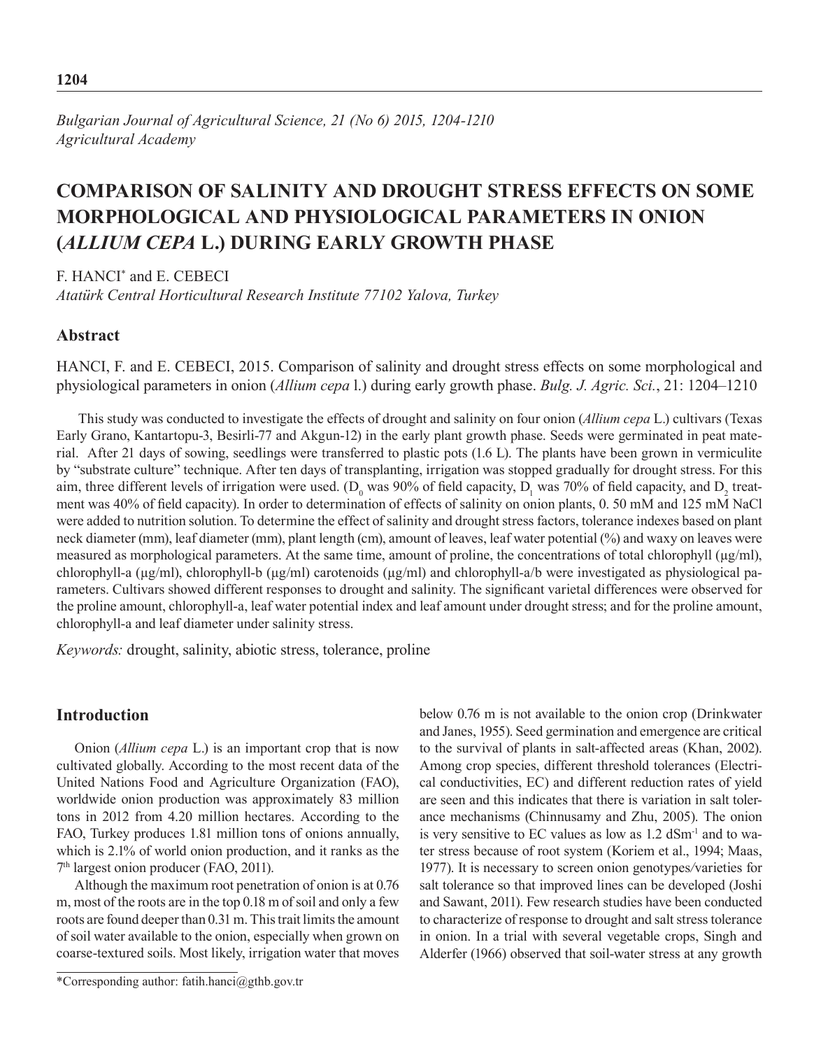*Bulgarian Journal of Agricultural Science, 21 (No 6) 2015, 1204-1210*
*Agricultural Academy*

# COMPARISON OF SALINITY AND DROUGHT STRESS EFFECTS ON SOME MORPHOLOGICAL AND PHYSIOLOGICAL PARAMETERS IN ONION (*ALLIUM CEPA* L.) DURING EARLY GROWTH PHASE

F. HANCI* and E. CEBECI

*Atatürk Central Horticultural Research Institute 77102 Yalova, Turkey*

## Abstract

HANCI, F. and E. CEBECI, 2015. Comparison of salinity and drought stress effects on some morphological and physiological parameters in onion (*Allium cepa* l.) during early growth phase. *Bulg. J. Agric. Sci.*, 21: 1204–1210

This study was conducted to investigate the effects of drought and salinity on four onion (*Allium cepa* L.) cultivars (Texas Early Grano, Kantartopu-3, Besirli-77 and Akgun-12) in the early plant growth phase. Seeds were germinated in peat material. After 21 days of sowing, seedlings were transferred to plastic pots (1.6 L). The plants have been grown in vermiculite by "substrate culture" technique. After ten days of transplanting, irrigation was stopped gradually for drought stress. For this aim, three different levels of irrigation were used. ($D_0$ was 90% of field capacity, $D_1$ was 70% of field capacity, and $D_2$ treatment was 40% of field capacity). In order to determination of effects of salinity on onion plants, 0. 50 mM and 125 mM NaCl were added to nutrition solution. To determine the effect of salinity and drought stress factors, tolerance indexes based on plant neck diameter (mm), leaf diameter (mm), plant length (cm), amount of leaves, leaf water potential (%) and waxy on leaves were measured as morphological parameters. At the same time, amount of proline, the concentrations of total chlorophyll (µg/ml), chlorophyll-a (µg/ml), chlorophyll-b (µg/ml) carotenoids (µg/ml) and chlorophyll-a/b were investigated as physiological parameters. Cultivars showed different responses to drought and salinity. The significant varietal differences were observed for the proline amount, chlorophyll-a, leaf water potential index and leaf amount under drought stress; and for the proline amount, chlorophyll-a and leaf diameter under salinity stress.

*Keywords:* drought, salinity, abiotic stress, tolerance, proline

## Introduction

Onion (*Allium cepa* L.) is an important crop that is now cultivated globally. According to the most recent data of the United Nations Food and Agriculture Organization (FAO), worldwide onion production was approximately 83 million tons in 2012 from 4.20 million hectares. According to the FAO, Turkey produces 1.81 million tons of onions annually, which is 2.1% of world onion production, and it ranks as the 7th largest onion producer (FAO, 2011).

Although the maximum root penetration of onion is at 0.76 m, most of the roots are in the top 0.18 m of soil and only a few roots are found deeper than 0.31 m. This trait limits the amount of soil water available to the onion, especially when grown on coarse-textured soils. Most likely, irrigation water that moves below 0.76 m is not available to the onion crop (Drinkwater and Janes, 1955). Seed germination and emergence are critical to the survival of plants in salt-affected areas (Khan, 2002). Among crop species, different threshold tolerances (Electrical conductivities, EC) and different reduction rates of yield are seen and this indicates that there is variation in salt tolerance mechanisms (Chinnusamy and Zhu, 2005). The onion is very sensitive to EC values as low as 1.2 $dSm^{-1}$ and to water stress because of root system (Koriem et al., 1994; Maas, 1977). It is necessary to screen onion genotypes/varieties for salt tolerance so that improved lines can be developed (Joshi and Sawant, 2011). Few research studies have been conducted to characterize of response to drought and salt stress tolerance in onion. In a trial with several vegetable crops, Singh and Alderfer (1966) observed that soil-water stress at any growth

*Corresponding author: fatih.hanci@gthb.gov.tr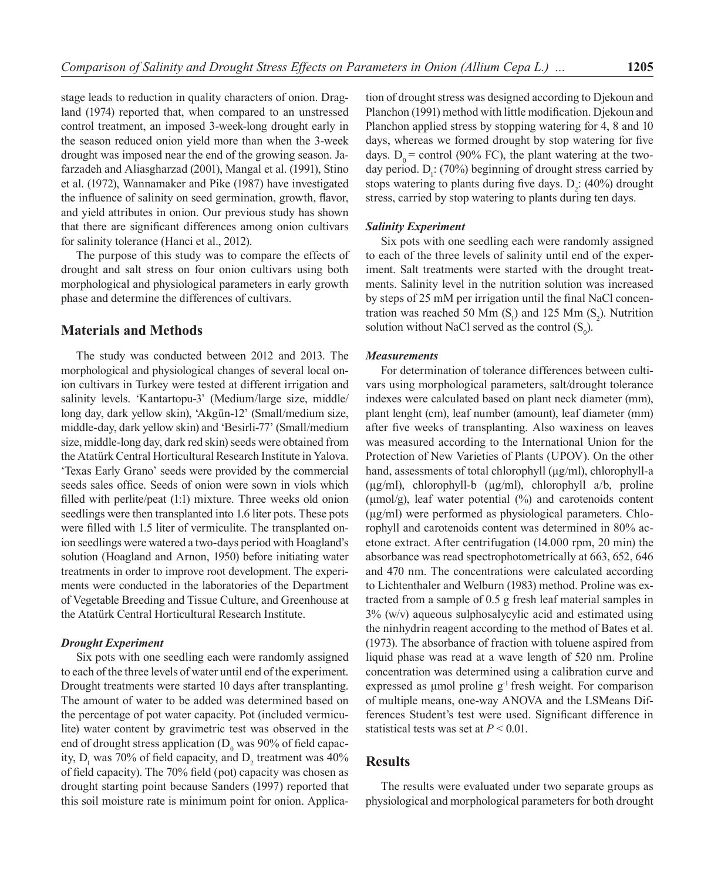stage leads to reduction in quality characters of onion. Dragland (1974) reported that, when compared to an unstressed control treatment, an imposed 3-week-long drought early in the season reduced onion yield more than when the 3-week drought was imposed near the end of the growing season. Jafarzadeh and Aliasgharzad (2001), Mangal et al. (1991), Stino et al. (1972), Wannamaker and Pike (1987) have investigated the influence of salinity on seed germination, growth, flavor, and yield attributes in onion. Our previous study has shown that there are significant differences among onion cultivars for salinity tolerance (Hanci et al., 2012).

The purpose of this study was to compare the effects of drought and salt stress on four onion cultivars using both morphological and physiological parameters in early growth phase and determine the differences of cultivars.

## Materials and Methods

The study was conducted between 2012 and 2013. The morphological and physiological changes of several local onion cultivars in Turkey were tested at different irrigation and salinity levels. 'Kantartopu-3' (Medium/large size, middle/long day, dark yellow skin), 'Akgün-12' (Small/medium size, middle-day, dark yellow skin) and 'Besirli-77' (Small/medium size, middle-long day, dark red skin) seeds were obtained from the Atatürk Central Horticultural Research Institute in Yalova. 'Texas Early Grano' seeds were provided by the commercial seeds sales office. Seeds of onion were sown in viols which filled with perlite/peat (1:1) mixture. Three weeks old onion seedlings were then transplanted into 1.6 liter pots. These pots were filled with 1.5 liter of vermiculite. The transplanted onion seedlings were watered a two-days period with Hoagland's solution (Hoagland and Arnon, 1950) before initiating water treatments in order to improve root development. The experiments were conducted in the laboratories of the Department of Vegetable Breeding and Tissue Culture, and Greenhouse at the Atatürk Central Horticultural Research Institute.

### *Drought Experiment*

Six pots with one seedling each were randomly assigned to each of the three levels of water until end of the experiment. Drought treatments were started 10 days after transplanting. The amount of water to be added was determined based on the percentage of pot water capacity. Pot (included vermiculite) water content by gravimetric test was observed in the end of drought stress application ($D_0$ was 90% of field capacity, $D_1$ was 70% of field capacity, and $D_2$ treatment was 40% of field capacity). The 70% field (pot) capacity was chosen as drought starting point because Sanders (1997) reported that this soil moisture rate is minimum point for onion. Application of drought stress was designed according to Djekoun and Planchon (1991) method with little modification. Djekoun and Planchon applied stress by stopping watering for 4, 8 and 10 days, whereas we formed drought by stop watering for five days. $D_0$ = control (90% FC), the plant watering at the two-day period. $D_1$: (70%) beginning of drought stress carried by stops watering to plants during five days. $D_2$: (40%) drought stress, carried by stop watering to plants during ten days.

### *Salinity Experiment*

Six pots with one seedling each were randomly assigned to each of the three levels of salinity until end of the experiment. Salt treatments were started with the drought treatments. Salinity level in the nutrition solution was increased by steps of 25 mM per irrigation until the final NaCl concentration was reached 50 Mm ($S_1$) and 125 Mm ($S_2$). Nutrition solution without NaCl served as the control ($S_0$).

### *Measurements*

For determination of tolerance differences between cultivars using morphological parameters, salt/drought tolerance indexes were calculated based on plant neck diameter (mm), plant lenght (cm), leaf number (amount), leaf diameter (mm) after five weeks of transplanting. Also waxiness on leaves was measured according to the International Union for the Protection of New Varieties of Plants (UPOV). On the other hand, assessments of total chlorophyll (µg/ml), chlorophyll-a (µg/ml), chlorophyll-b (µg/ml), chlorophyll a/b, proline (µmol/g), leaf water potential (%) and carotenoids content (µg/ml) were performed as physiological parameters. Chlorophyll and carotenoids content was determined in 80% acetone extract. After centrifugation (14.000 rpm, 20 min) the absorbance was read spectrophotometrically at 663, 652, 646 and 470 nm. The concentrations were calculated according to Lichtenthaler and Welburn (1983) method. Proline was extracted from a sample of 0.5 g fresh leaf material samples in 3% (w/v) aqueous sulphosalycylic acid and estimated using the ninhydrin reagent according to the method of Bates et al. (1973). The absorbance of fraction with toluene aspired from liquid phase was read at a wave length of 520 nm. Proline concentration was determined using a calibration curve and expressed as µmol proline $g^{-1}$ fresh weight. For comparison of multiple means, one-way ANOVA and the LSMeans Differences Student's test were used. Significant difference in statistical tests was set at $P < 0.01$.

## Results

The results were evaluated under two separate groups as physiological and morphological parameters for both drought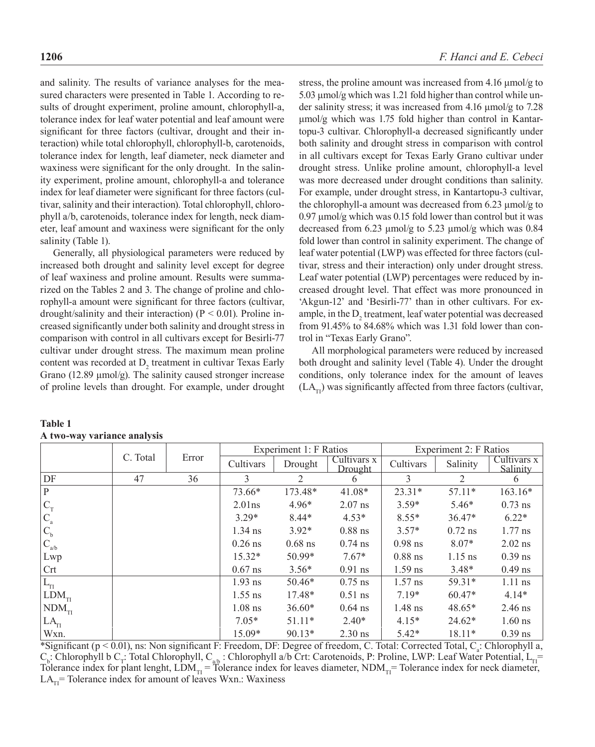and salinity. The results of variance analyses for the measured characters were presented in Table 1. According to results of drought experiment, proline amount, chlorophyll-a, tolerance index for leaf water potential and leaf amount were significant for three factors (cultivar, drought and their interaction) while total chlorophyll, chlorophyll-b, carotenoids, tolerance index for length, leaf diameter, neck diameter and waxiness were significant for the only drought. In the salinity experiment, proline amount, chlorophyll-a and tolerance index for leaf diameter were significant for three factors (cultivar, salinity and their interaction). Total chlorophyll, chlorophyll a/b, carotenoids, tolerance index for length, neck diameter, leaf amount and waxiness were significant for the only salinity (Table 1).

Generally, all physiological parameters were reduced by increased both drought and salinity level except for degree of leaf waxiness and proline amount. Results were summarized on the Tables 2 and 3. The change of proline and chlorophyll-a amount were significant for three factors (cultivar, drought/salinity and their interaction) ($P < 0.01$). Proline increased significantly under both salinity and drought stress in comparison with control in all cultivars except for Besirli-77 cultivar under drought stress. The maximum mean proline content was recorded at $D_2$ treatment in cultivar Texas Early Grano (12.89 µmol/g). The salinity caused stronger increase of proline levels than drought. For example, under drought stress, the proline amount was increased from 4.16 µmol/g to 5.03 µmol/g which was 1.21 fold higher than control while under salinity stress; it was increased from 4.16 µmol/g to 7.28 µmol/g which was 1.75 fold higher than control in Kantartopu-3 cultivar. Chlorophyll-a decreased significantly under both salinity and drought stress in comparison with control in all cultivars except for Texas Early Grano cultivar under drought stress. Unlike proline amount, chlorophyll-a level was more decreased under drought conditions than salinity. For example, under drought stress, in Kantartopu-3 cultivar, the chlorophyll-a amount was decreased from 6.23 µmol/g to 0.97 µmol/g which was 0.15 fold lower than control but it was decreased from 6.23 µmol/g to 5.23 µmol/g which was 0.84 fold lower than control in salinity experiment. The change of leaf water potential (LWP) was effected for three factors (cultivar, stress and their interaction) only under drought stress. Leaf water potential (LWP) percentages were reduced by increased drought level. That effect was more pronounced in 'Akgun-12' and 'Besirli-77' than in other cultivars. For example, in the $D_2$ treatment, leaf water potential was decreased from 91.45% to 84.68% which was 1.31 fold lower than control in "Texas Early Grano".

All morphological parameters were reduced by increased both drought and salinity level (Table 4). Under the drought conditions, only tolerance index for the amount of leaves ($LA_{TI}$) was significantly affected from three factors (cultivar,

**Table 1**
**A two-way variance analysis**

| | C. Total | Error | Experiment 1: F Ratios | | | Experiment 2: F Ratios | | |
|---|---|---|---|---|---|---|---|---|
| | | | Cultivars | Drought | Cultivars x Drought | Cultivars | Salinity | Cultivars x Salinity |
| DF | 47 | 36 | 3 | 2 | 6 | 3 | 2 | 6 |
| P | | | 73.66* | 173.48* | 41.08* | 23.31* | 57.11* | 163.16* |
| $C_T$ | | | 2.01ns | 4.96* | 2.07 ns | 3.59* | 5.46* | 0.73 ns |
| $C_a$ | | | 3.29* | 8.44* | 4.53* | 8.55* | 36.47* | 6.22* |
| $C_b$ | | | 1.34 ns | 3.92* | 0.88 ns | 3.57* | 0.72 ns | 1.77 ns |
| $C_{a/b}$ | | | 0.26 ns | 0.68 ns | 0.74 ns | 0.98 ns | 8.07* | 2.02 ns |
| Lwp | | | 15.32* | 50.99* | 7.67* | 0.88 ns | 1.15 ns | 0.39 ns |
| Crt | | | 0.67 ns | 3.56* | 0.91 ns | 1.59 ns | 3.48* | 0.49 ns |
| $L_{TI}$ | | | 1.93 ns | 50.46* | 0.75 ns | 1.57 ns | 59.31* | 1.11 ns |
| $LDM_{TI}$ | | | 1.55 ns | 17.48* | 0.51 ns | 7.19* | 60.47* | 4.14* |
| $NDM_{TI}$ | | | 1.08 ns | 36.60* | 0.64 ns | 1.48 ns | 48.65* | 2.46 ns |
| $LA_{TI}$ | | | 7.05* | 51.11* | 2.40* | 4.15* | 24.62* | 1.60 ns |
| Wxn. | | | 15.09* | 90.13* | 2.30 ns | 5.42* | 18.11* | 0.39 ns |

*Significant ($p < 0.01$), ns: Non significant F: Freedom, DF: Degree of freedom, C. Total: Corrected Total, $C_a$: Chlorophyll a, $C_b$: Chlorophyll b $C_T$: Total Chlorophyll, $C_{a/b}$ : Chlorophyll a/b Crt: Carotenoids, P: Proline, LWP: Leaf Water Potential, $L_{TI}$= Tolerance index for plant lenght, $LDM_{TI}$ = Tolerance index for leaves diameter, $NDM_{TI}$= Tolerance index for neck diameter, $LA_{TI}$= Tolerance index for amount of leaves Wxn.: Waxiness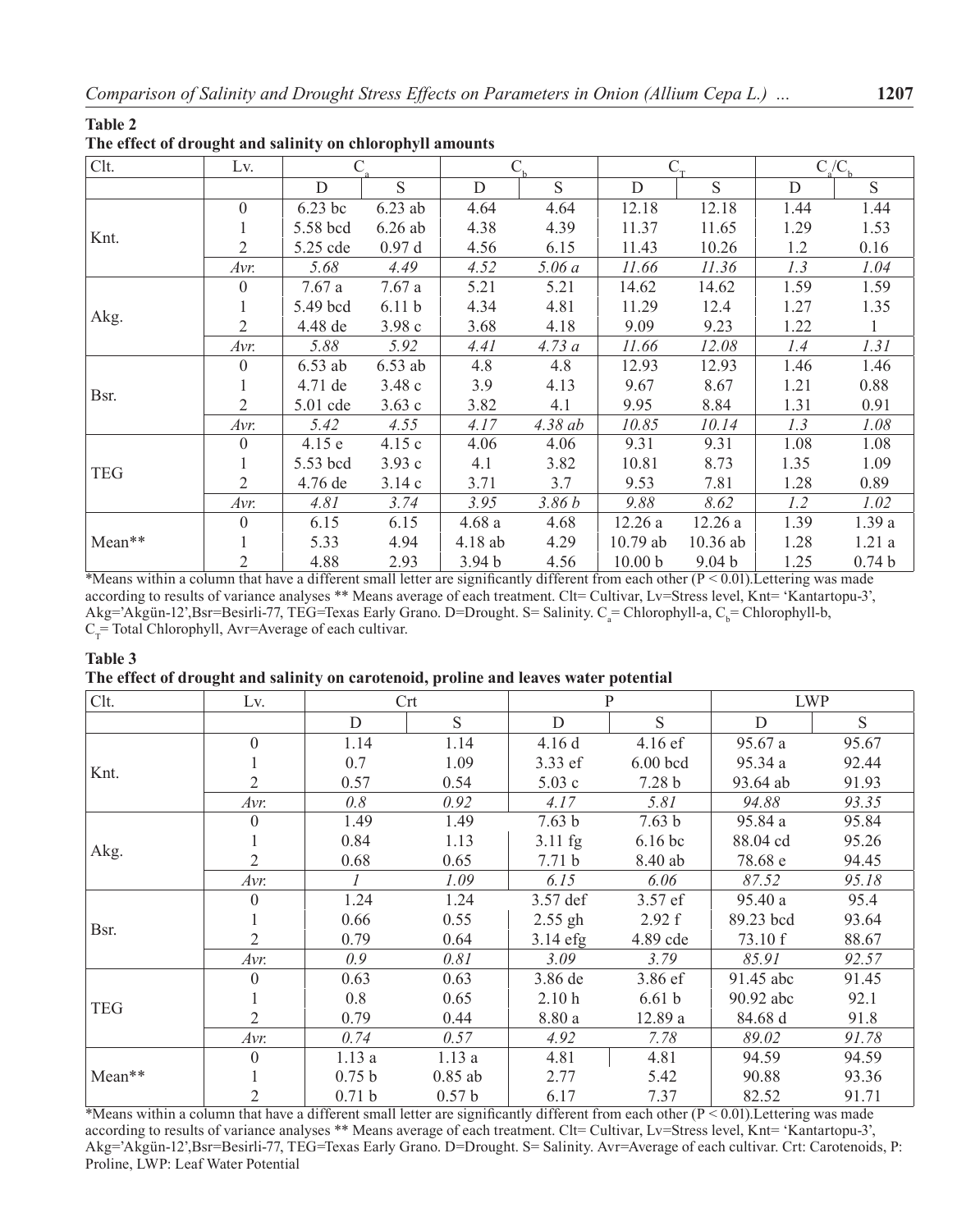**Table 2**
**The effect of drought and salinity on chlorophyll amounts**

| Clt. | Lv. | $C_a$ | | $C_b$ | | $C_T$ | | $C_a/C_b$ | |
|---|---|---|---|---|---|---|---|---|---|
| | | D | S | D | S | D | S | D | S |
| Knt. | 0 | 6.23 bc | 6.23 ab | 4.64 | 4.64 | 12.18 | 12.18 | 1.44 | 1.44 |
| | 1 | 5.58 bcd | 6.26 ab | 4.38 | 4.39 | 11.37 | 11.65 | 1.29 | 1.53 |
| | 2 | 5.25 cde | 0.97 d | 4.56 | 6.15 | 11.43 | 10.26 | 1.2 | 0.16 |
| | *Avr.* | *5.68* | *4.49* | *4.52* | *5.06 a* | *11.66* | *11.36* | *1.3* | *1.04* |
| Akg. | 0 | 7.67 a | 7.67 a | 5.21 | 5.21 | 14.62 | 14.62 | 1.59 | 1.59 |
| | 1 | 5.49 bcd | 6.11 b | 4.34 | 4.81 | 11.29 | 12.4 | 1.27 | 1.35 |
| | 2 | 4.48 de | 3.98 c | 3.68 | 4.18 | 9.09 | 9.23 | 1.22 | 1 |
| | *Avr.* | *5.88* | *5.92* | *4.41* | *4.73 a* | *11.66* | *12.08* | *1.4* | *1.31* |
| Bsr. | 0 | 6.53 ab | 6.53 ab | 4.8 | 4.8 | 12.93 | 12.93 | 1.46 | 1.46 |
| | 1 | 4.71 de | 3.48 c | 3.9 | 4.13 | 9.67 | 8.67 | 1.21 | 0.88 |
| | 2 | 5.01 cde | 3.63 c | 3.82 | 4.1 | 9.95 | 8.84 | 1.31 | 0.91 |
| | *Avr.* | *5.42* | *4.55* | *4.17* | *4.38 ab* | *10.85* | *10.14* | *1.3* | *1.08* |
| TEG | 0 | 4.15 e | 4.15 c | 4.06 | 4.06 | 9.31 | 9.31 | 1.08 | 1.08 |
| | 1 | 5.53 bcd | 3.93 c | 4.1 | 3.82 | 10.81 | 8.73 | 1.35 | 1.09 |
| | 2 | 4.76 de | 3.14 c | 3.71 | 3.7 | 9.53 | 7.81 | 1.28 | 0.89 |
| | *Avr.* | *4.81* | *3.74* | *3.95* | *3.86 b* | *9.88* | *8.62* | *1.2* | *1.02* |
| Mean** | 0 | 6.15 | 6.15 | 4.68 a | 4.68 | 12.26 a | 12.26 a | 1.39 | 1.39 a |
| | 1 | 5.33 | 4.94 | 4.18 ab | 4.29 | 10.79 ab | 10.36 ab | 1.28 | 1.21 a |
| | 2 | 4.88 | 2.93 | 3.94 b | 4.56 | 10.00 b | 9.04 b | 1.25 | 0.74 b |

*Means within a column that have a different small letter are significantly different from each other ($P < 0.01$).Lettering was made according to results of variance analyses ** Means average of each treatment. Clt= Cultivar, Lv=Stress level, Knt= 'Kantartopu-3', Akg='Akgün-12',Bsr=Besirli-77, TEG=Texas Early Grano. D=Drought. S= Salinity. $C_a$= Chlorophyll-a, $C_b$= Chlorophyll-b, $C_T$= Total Chlorophyll, Avr=Average of each cultivar.

**Table 3**
**The effect of drought and salinity on carotenoid, proline and leaves water potential**

| Clt. | Lv. | Crt | | P | | LWP | |
|---|---|---|---|---|---|---|---|
| | | D | S | D | S | D | S |
| Knt. | 0 | 1.14 | 1.14 | 4.16 d | 4.16 ef | 95.67 a | 95.67 |
| | 1 | 0.7 | 1.09 | 3.33 ef | 6.00 bcd | 95.34 a | 92.44 |
| | 2 | 0.57 | 0.54 | 5.03 c | 7.28 b | 93.64 ab | 91.93 |
| | *Avr.* | *0.8* | *0.92* | *4.17* | *5.81* | *94.88* | *93.35* |
| Akg. | 0 | 1.49 | 1.49 | 7.63 b | 7.63 b | 95.84 a | 95.84 |
| | 1 | 0.84 | 1.13 | 3.11 fg | 6.16 bc | 88.04 cd | 95.26 |
| | 2 | 0.68 | 0.65 | 7.71 b | 8.40 ab | 78.68 e | 94.45 |
| | *Avr.* | *1* | *1.09* | *6.15* | *6.06* | *87.52* | *95.18* |
| Bsr. | 0 | 1.24 | 1.24 | 3.57 def | 3.57 ef | 95.40 a | 95.4 |
| | 1 | 0.66 | 0.55 | 2.55 gh | 2.92 f | 89.23 bcd | 93.64 |
| | 2 | 0.79 | 0.64 | 3.14 efg | 4.89 cde | 73.10 f | 88.67 |
| | *Avr.* | *0.9* | *0.81* | *3.09* | *3.79* | *85.91* | *92.57* |
| TEG | 0 | 0.63 | 0.63 | 3.86 de | 3.86 ef | 91.45 abc | 91.45 |
| | 1 | 0.8 | 0.65 | 2.10 h | 6.61 b | 90.92 abc | 92.1 |
| | 2 | 0.79 | 0.44 | 8.80 a | 12.89 a | 84.68 d | 91.8 |
| | *Avr.* | *0.74* | *0.57* | *4.92* | *7.78* | *89.02* | *91.78* |
| Mean** | 0 | 1.13 a | 1.13 a | 4.81 | 4.81 | 94.59 | 94.59 |
| | 1 | 0.75 b | 0.85 ab | 2.77 | 5.42 | 90.88 | 93.36 |
| | 2 | 0.71 b | 0.57 b | 6.17 | 7.37 | 82.52 | 91.71 |

*Means within a column that have a different small letter are significantly different from each other ($P < 0.01$).Lettering was made according to results of variance analyses ** Means average of each treatment. Clt= Cultivar, Lv=Stress level, Knt= 'Kantartopu-3', Akg='Akgün-12',Bsr=Besirli-77, TEG=Texas Early Grano. D=Drought. S= Salinity. Avr=Average of each cultivar. Crt: Carotenoids, P: Proline, LWP: Leaf Water Potential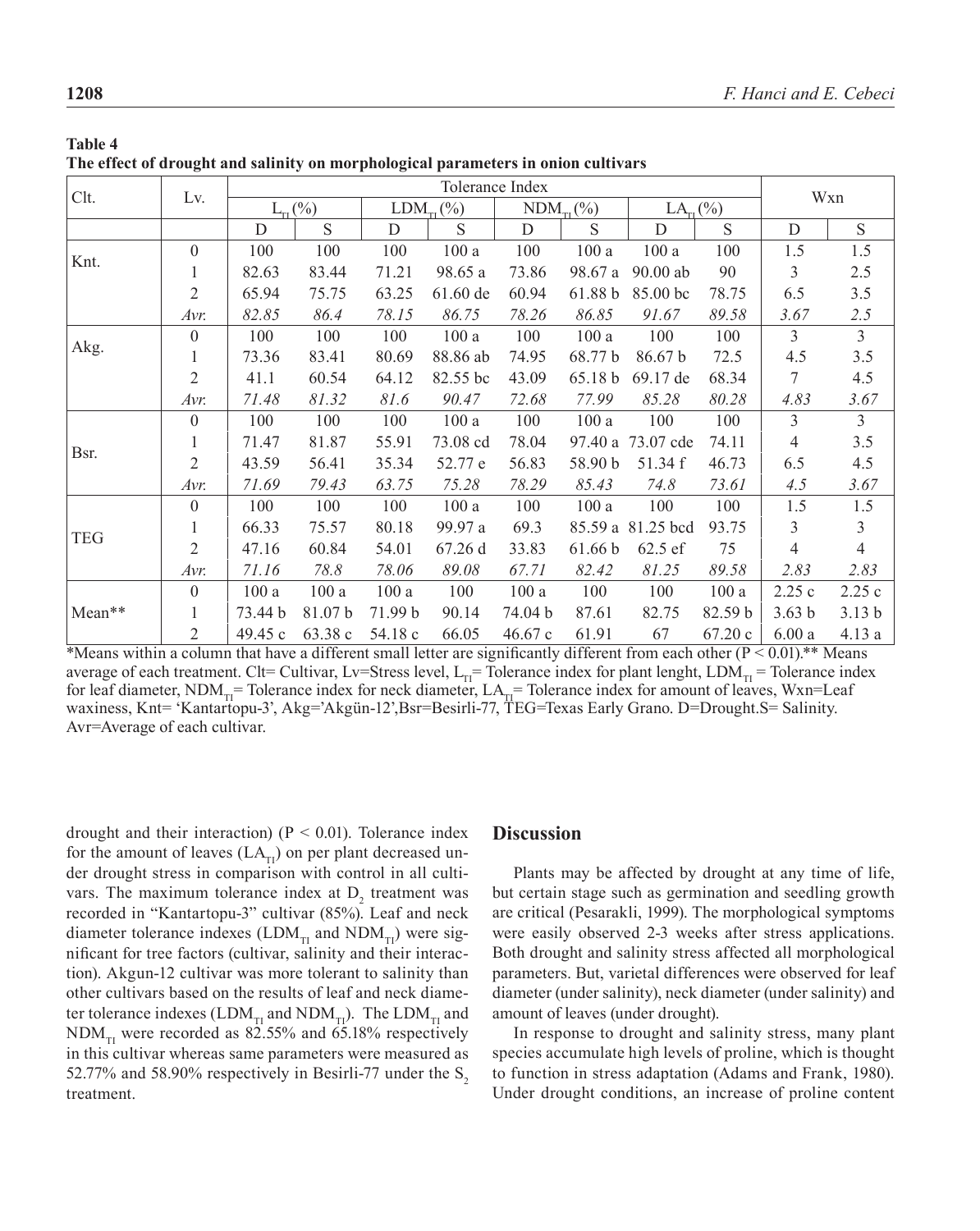**Table 4**
**The effect of drought and salinity on morphological parameters in onion cultivars**

| Clt. | Lv. | Tolerance Index | | | | | | | | Wxn | |
|---|---|---|---|---|---|---|---|---|---|---|---|
| | | $L_{TI}$ (%) | | $LDM_{TI}$ (%) | | $NDM_{TI}$ (%) | | $LA_{TI}$ (%) | | | |
| | | D | S | D | S | D | S | D | S | D | S |
| Knt. | 0 | 100 | 100 | 100 | 100 a | 100 | 100 a | 100 a | 100 | 1.5 | 1.5 |
| | 1 | 82.63 | 83.44 | 71.21 | 98.65 a | 73.86 | 98.67 a | 90.00 ab | 90 | 3 | 2.5 |
| | 2 | 65.94 | 75.75 | 63.25 | 61.60 de | 60.94 | 61.88 b | 85.00 bc | 78.75 | 6.5 | 3.5 |
| | *Avr.* | *82.85* | *86.4* | *78.15* | *86.75* | *78.26* | *86.85* | *91.67* | *89.58* | *3.67* | *2.5* |
| Akg. | 0 | 100 | 100 | 100 | 100 a | 100 | 100 a | 100 | 100 | 3 | 3 |
| | 1 | 73.36 | 83.41 | 80.69 | 88.86 ab | 74.95 | 68.77 b | 86.67 b | 72.5 | 4.5 | 3.5 |
| | 2 | 41.1 | 60.54 | 64.12 | 82.55 bc | 43.09 | 65.18 b | 69.17 de | 68.34 | 7 | 4.5 |
| | *Avr.* | *71.48* | *81.32* | *81.6* | *90.47* | *72.68* | *77.99* | *85.28* | *80.28* | *4.83* | *3.67* |
| Bsr. | 0 | 100 | 100 | 100 | 100 a | 100 | 100 a | 100 | 100 | 3 | 3 |
| | 1 | 71.47 | 81.87 | 55.91 | 73.08 cd | 78.04 | 97.40 a | 73.07 cde | 74.11 | 4 | 3.5 |
| | 2 | 43.59 | 56.41 | 35.34 | 52.77 e | 56.83 | 58.90 b | 51.34 f | 46.73 | 6.5 | 4.5 |
| | *Avr.* | *71.69* | *79.43* | *63.75* | *75.28* | *78.29* | *85.43* | *74.8* | *73.61* | *4.5* | *3.67* |
| TEG | 0 | 100 | 100 | 100 | 100 a | 100 | 100 a | 100 | 100 | 1.5 | 1.5 |
| | 1 | 66.33 | 75.57 | 80.18 | 99.97 a | 69.3 | 85.59 a | 81.25 bcd | 93.75 | 3 | 3 |
| | 2 | 47.16 | 60.84 | 54.01 | 67.26 d | 33.83 | 61.66 b | 62.5 ef | 75 | 4 | 4 |
| | *Avr.* | *71.16* | *78.8* | *78.06* | *89.08* | *67.71* | *82.42* | *81.25* | *89.58* | *2.83* | *2.83* |
| Mean** | 0 | 100 a | 100 a | 100 a | 100 | 100 a | 100 | 100 | 100 a | 2.25 c | 2.25 c |
| | 1 | 73.44 b | 81.07 b | 71.99 b | 90.14 | 74.04 b | 87.61 | 82.75 | 82.59 b | 3.63 b | 3.13 b |
| | 2 | 49.45 c | 63.38 c | 54.18 c | 66.05 | 46.67 c | 61.91 | 67 | 67.20 c | 6.00 a | 4.13 a |

*Means within a column that have a different small letter are significantly different from each other ($P < 0.01$).** Means average of each treatment. Clt= Cultivar, Lv=Stress level, $L_{TI}$= Tolerance index for plant lenght, $LDM_{TI}$ = Tolerance index for leaf diameter, $NDM_{TI}$= Tolerance index for neck diameter, $LA_{TI}$= Tolerance index for amount of leaves, Wxn=Leaf waxiness, Knt= 'Kantartopu-3', Akg='Akgün-12',Bsr=Besirli-77, TEG=Texas Early Grano. D=Drought.S= Salinity. Avr=Average of each cultivar.

drought and their interaction) ($P < 0.01$). Tolerance index for the amount of leaves ($LA_{TI}$) on per plant decreased under drought stress in comparison with control in all cultivars. The maximum tolerance index at $D_2$ treatment was recorded in "Kantartopu-3" cultivar (85%). Leaf and neck diameter tolerance indexes ($LDM_{TI}$ and $NDM_{TI}$) were significant for tree factors (cultivar, salinity and their interaction). Akgun-12 cultivar was more tolerant to salinity than other cultivars based on the results of leaf and neck diameter tolerance indexes ($LDM_{TI}$ and $NDM_{TI}$). The $LDM_{TI}$ and $NDM_{TI}$ were recorded as 82.55% and 65.18% respectively in this cultivar whereas same parameters were measured as 52.77% and 58.90% respectively in Besirli-77 under the $S_2$ treatment.

## Discussion

Plants may be affected by drought at any time of life, but certain stage such as germination and seedling growth are critical (Pesarakli, 1999). The morphological symptoms were easily observed 2-3 weeks after stress applications. Both drought and salinity stress affected all morphological parameters. But, varietal differences were observed for leaf diameter (under salinity), neck diameter (under salinity) and amount of leaves (under drought).

In response to drought and salinity stress, many plant species accumulate high levels of proline, which is thought to function in stress adaptation (Adams and Frank, 1980). Under drought conditions, an increase of proline content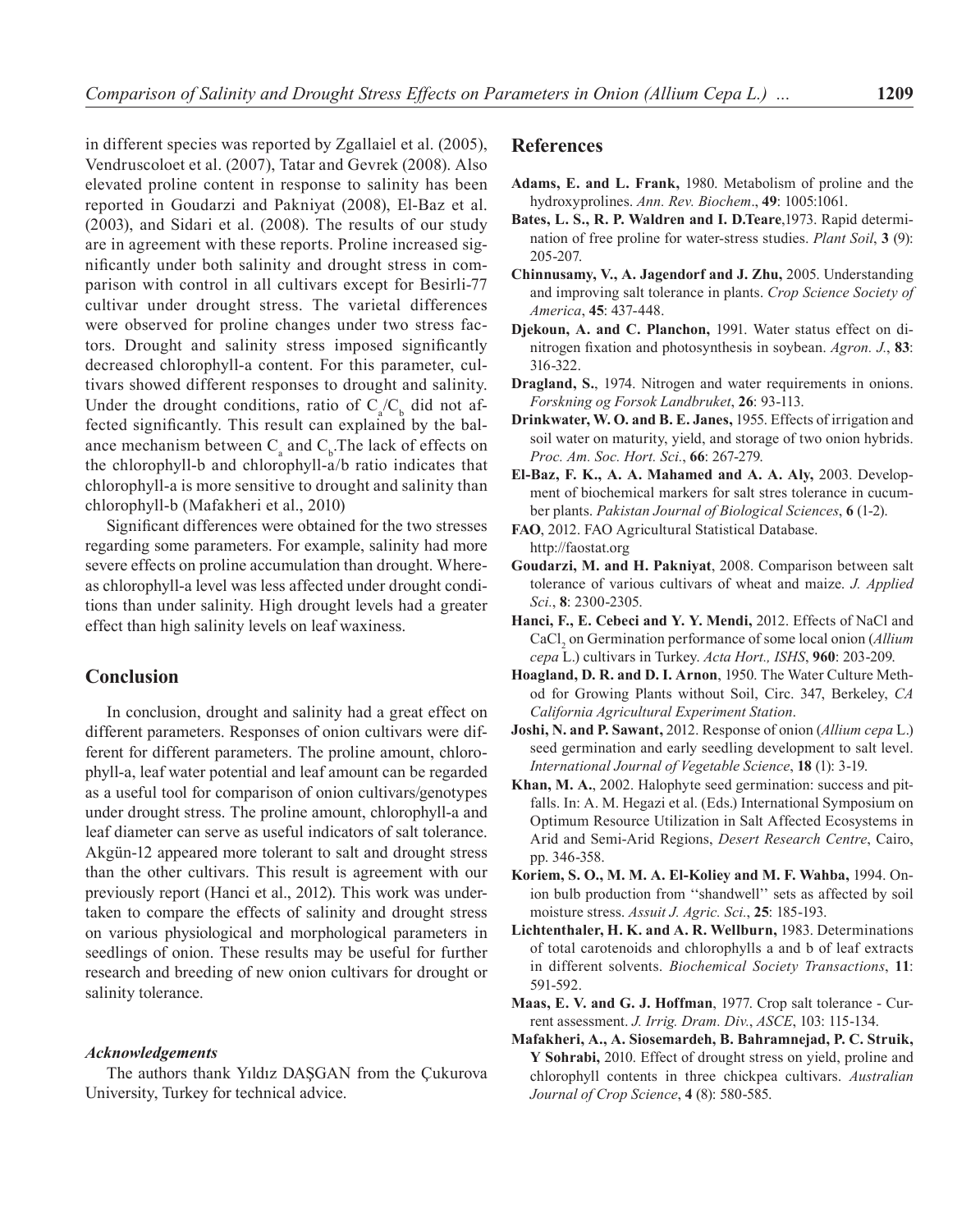in different species was reported by Zgallaiel et al. (2005), Vendruscoloet et al. (2007), Tatar and Gevrek (2008). Also elevated proline content in response to salinity has been reported in Goudarzi and Pakniyat (2008), El-Baz et al. (2003), and Sidari et al. (2008). The results of our study are in agreement with these reports. Proline increased significantly under both salinity and drought stress in comparison with control in all cultivars except for Besirli-77 cultivar under drought stress. The varietal differences were observed for proline changes under two stress factors. Drought and salinity stress imposed significantly decreased chlorophyll-a content. For this parameter, cultivars showed different responses to drought and salinity. Under the drought conditions, ratio of $C_a/C_b$ did not affected significantly. This result can explained by the balance mechanism between $C_a$ and $C_b$.The lack of effects on the chlorophyll-b and chlorophyll-a/b ratio indicates that chlorophyll-a is more sensitive to drought and salinity than chlorophyll-b (Mafakheri et al., 2010)

Significant differences were obtained for the two stresses regarding some parameters. For example, salinity had more severe effects on proline accumulation than drought. Whereas chlorophyll-a level was less affected under drought conditions than under salinity. High drought levels had a greater effect than high salinity levels on leaf waxiness.

## Conclusion

In conclusion, drought and salinity had a great effect on different parameters. Responses of onion cultivars were different for different parameters. The proline amount, chlorophyll-a, leaf water potential and leaf amount can be regarded as a useful tool for comparison of onion cultivars/genotypes under drought stress. The proline amount, chlorophyll-a and leaf diameter can serve as useful indicators of salt tolerance. Akgün-12 appeared more tolerant to salt and drought stress than the other cultivars. This result is agreement with our previously report (Hanci et al., 2012). This work was undertaken to compare the effects of salinity and drought stress on various physiological and morphological parameters in seedlings of onion. These results may be useful for further research and breeding of new onion cultivars for drought or salinity tolerance.

### *Acknowledgements*

The authors thank Yıldız DAŞGAN from the Çukurova University, Turkey for technical advice.

## References

**Adams, E. and L. Frank,** 1980. Metabolism of proline and the hydroxyprolines. *Ann. Rev. Biochem*., **49**: 1005:1061.

**Bates, L. S., R. P. Waldren and I. D.Teare**,1973. Rapid determination of free proline for water-stress studies. *Plant Soil*, **3** (9): 205-207.

**Chinnusamy, V., A. Jagendorf and J. Zhu,** 2005. Understanding and improving salt tolerance in plants. *Crop Science Society of America*, **45**: 437-448.

**Djekoun, A. and C. Planchon,** 1991. Water status effect on dinitrogen fixation and photosynthesis in soybean. *Agron. J*., **83**: 316-322.

**Dragland, S.**, 1974. Nitrogen and water requirements in onions. *Forskning og Forsok Landbruket*, **26**: 93-113.

**Drinkwater, W. O. and B. E. Janes,** 1955. Effects of irrigation and soil water on maturity, yield, and storage of two onion hybrids. *Proc. Am. Soc. Hort. Sci*., **66**: 267-279.

**El-Baz, F. K., A. A. Mahamed and A. A. Aly,** 2003. Development of biochemical markers for salt stres tolerance in cucumber plants. *Pakistan Journal of Biological Sciences*, **6** (1-2).

**FAO**, 2012. FAO Agricultural Statistical Database. http://faostat.org

**Goudarzi, M. and H. Pakniyat**, 2008. Comparison between salt tolerance of various cultivars of wheat and maize. *J. Applied Sci*., **8**: 2300-2305.

**Hanci, F., E. Cebeci and Y. Y. Mendi,** 2012. Effects of NaCl and $CaCl_2$ on Germination performance of some local onion (*Allium cepa* L.) cultivars in Turkey. *Acta Hort., ISHS*, **960**: 203-209.

**Hoagland, D. R. and D. I. Arnon**, 1950. The Water Culture Method for Growing Plants without Soil, Circ. 347, Berkeley, *CA California Agricultural Experiment Station*.

**Joshi, N. and P. Sawant,** 2012. Response of onion (*Allium cepa* L.) seed germination and early seedling development to salt level. *International Journal of Vegetable Science*, **18** (1): 3-19.

**Khan, M. A.**, 2002. Halophyte seed germination: success and pitfalls. In: A. M. Hegazi et al. (Eds.) International Symposium on Optimum Resource Utilization in Salt Affected Ecosystems in Arid and Semi-Arid Regions, *Desert Research Centre*, Cairo, pp. 346-358.

**Koriem, S. O., M. M. A. El-Koliey and M. F. Wahba,** 1994. Onion bulb production from ''shandwell'' sets as affected by soil moisture stress. *Assuit J. Agric. Sci*., **25**: 185-193.

**Lichtenthaler, H. K. and A. R. Wellburn,** 1983. Determinations of total carotenoids and chlorophylls a and b of leaf extracts in different solvents. *Biochemical Society Transactions*, **11**: 591-592.

**Maas, E. V. and G. J. Hoffman**, 1977. Crop salt tolerance - Current assessment. *J. Irrig. Dram. Div*., *ASCE*, 103: 115-134.

**Mafakheri, A., A. Siosemardeh, B. Bahramnejad, P. C. Struik, Y Sohrabi,** 2010. Effect of drought stress on yield, proline and chlorophyll contents in three chickpea cultivars. *Australian Journal of Crop Science*, **4** (8): 580-585.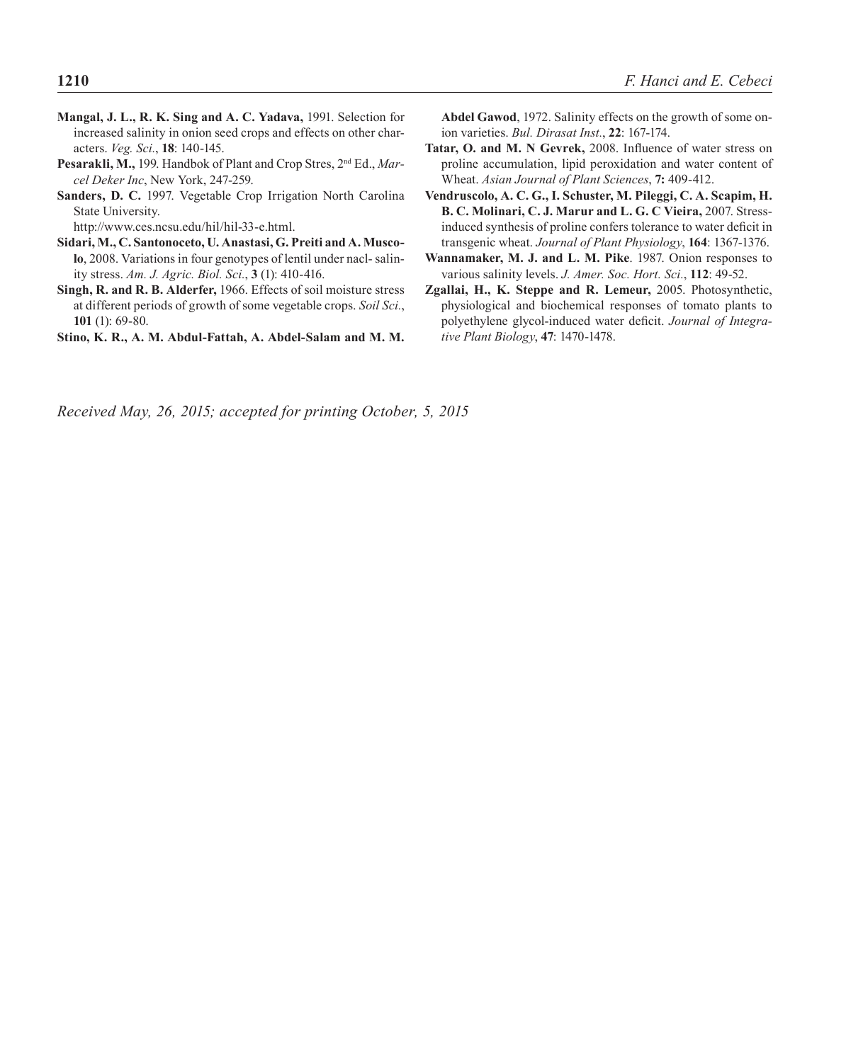**Mangal, J. L., R. K. Sing and A. C. Yadava,** 1991. Selection for increased salinity in onion seed crops and effects on other characters. *Veg. Sci.*, **18**: 140-145.

**Pesarakli, M.,** 199. Handbok of Plant and Crop Stres, 2nd Ed., *Marcel Deker Inc*, New York, 247-259.

**Sanders, D. C.** 1997. Vegetable Crop Irrigation North Carolina State University.
http://www.ces.ncsu.edu/hil/hil-33-e.html.

**Sidari, M., C. Santonoceto, U. Anastasi, G. Preiti and A. Muscolo**, 2008. Variations in four genotypes of lentil under nacl- salinity stress. *Am. J. Agric. Biol. Sci.*, **3** (1): 410-416.

**Singh, R. and R. B. Alderfer,** 1966. Effects of soil moisture stress at different periods of growth of some vegetable crops. *Soil Sci.*, **101** (1): 69-80.

**Stino, K. R., A. M. Abdul-Fattah, A. Abdel-Salam and M. M. Abdel Gawod**, 1972. Salinity effects on the growth of some onion varieties. *Bul. Dirasat Inst.*, **22**: 167-174.

**Tatar, O. and M. N Gevrek,** 2008. Influence of water stress on proline accumulation, lipid peroxidation and water content of Wheat. *Asian Journal of Plant Sciences*, **7:** 409-412.

**Vendruscolo, A. C. G., I. Schuster, M. Pileggi, C. A. Scapim, H. B. C. Molinari, C. J. Marur and L. G. C Vieira,** 2007. Stress-induced synthesis of proline confers tolerance to water deficit in transgenic wheat. *Journal of Plant Physiology*, **164**: 1367-1376.

**Wannamaker, M. J. and L. M. Pike**. 1987. Onion responses to various salinity levels. *J. Amer. Soc. Hort. Sci.*, **112**: 49-52.

**Zgallai, H., K. Steppe and R. Lemeur,** 2005. Photosynthetic, physiological and biochemical responses of tomato plants to polyethylene glycol-induced water deficit. *Journal of Integrative Plant Biology*, **47**: 1470-1478.

*Received May, 26, 2015; accepted for printing October, 5, 2015*